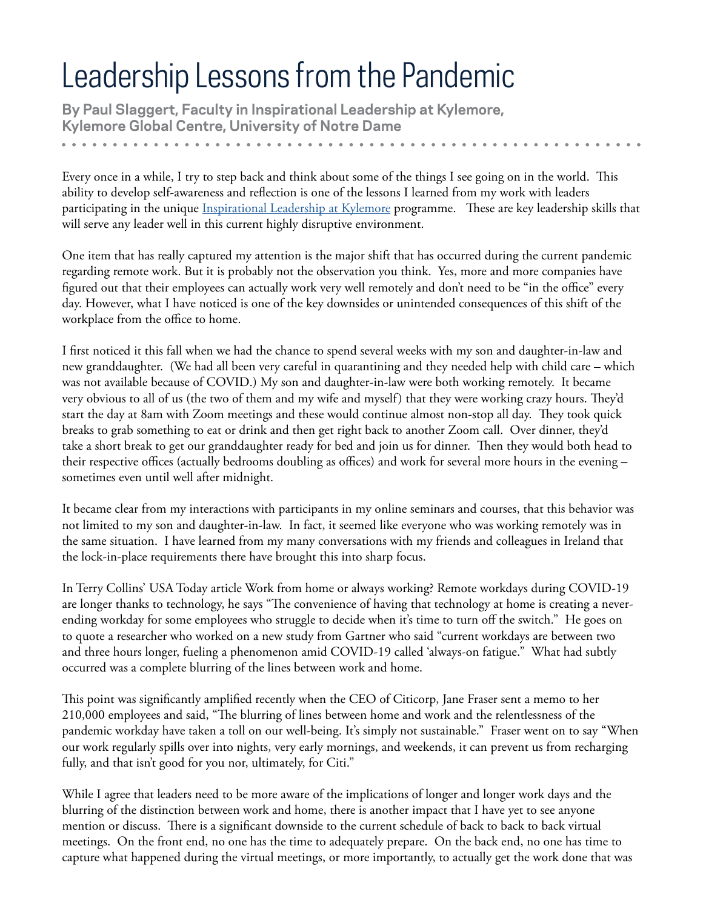# Leadership Lessons from the Pandemic

**By Paul Slaggert, Faculty in Inspirational Leadership at Kylemore, Kylemore Global Centre, University of Notre Dame**

Every once in a while, I try to step back and think about some of the things I see going on in the world. This ability to develop self-awareness and reflection is one of the lessons I learned from my work with leaders participating in the unique Inspirational Leadership at Kylemore programme. These are key leadership skills that will serve any leader well in this current highly disruptive environment.

One item that has really captured my attention is the major shift that has occurred during the current pandemic regarding remote work. But it is probably not the observation you think. Yes, more and more companies have figured out that their employees can actually work very well remotely and don't need to be "in the office" every day. However, what I have noticed is one of the key downsides or unintended consequences of this shift of the workplace from the office to home.

I first noticed it this fall when we had the chance to spend several weeks with my son and daughter-in-law and new granddaughter. (We had all been very careful in quarantining and they needed help with child care – which was not available because of COVID.) My son and daughter-in-law were both working remotely. It became very obvious to all of us (the two of them and my wife and myself) that they were working crazy hours. They'd start the day at 8am with Zoom meetings and these would continue almost non-stop all day. They took quick breaks to grab something to eat or drink and then get right back to another Zoom call. Over dinner, they'd take a short break to get our granddaughter ready for bed and join us for dinner. Then they would both head to their respective offices (actually bedrooms doubling as offices) and work for several more hours in the evening – sometimes even until well after midnight.

It became clear from my interactions with participants in my online seminars and courses, that this behavior was not limited to my son and daughter-in-law. In fact, it seemed like everyone who was working remotely was in the same situation. I have learned from my many conversations with my friends and colleagues in Ireland that the lock-in-place requirements there have brought this into sharp focus.

In Terry Collins' USA Today article Work from home or always working? Remote workdays during COVID-19 are longer thanks to technology, he says "The convenience of having that technology at home is creating a never-ending workday for some employees who struggle to decide when it's time to turn off the switch." He goes on to quote a researcher who worked on a new study from Gartner who said "current workdays are between two and three hours longer, fueling a phenomenon amid COVID-19 called 'always-on fatigue." What had subtly occurred was a complete blurring of the lines between work and home.

This point was significantly amplified recently when the CEO of Citicorp, Jane Fraser sent a memo to her 210,000 employees and said, "The blurring of lines between home and work and the relentlessness of the pandemic workday have taken a toll on our well-being. It's simply not sustainable." Fraser went on to say "When our work regularly spills over into nights, very early mornings, and weekends, it can prevent us from recharging fully, and that isn't good for you nor, ultimately, for Citi."

While I agree that leaders need to be more aware of the implications of longer and longer work days and the blurring of the distinction between work and home, there is another impact that I have yet to see anyone mention or discuss. There is a significant downside to the current schedule of back to back to back virtual meetings. On the front end, no one has the time to adequately prepare. On the back end, no one has time to capture what happened during the virtual meetings, or more importantly, to actually get the work done that was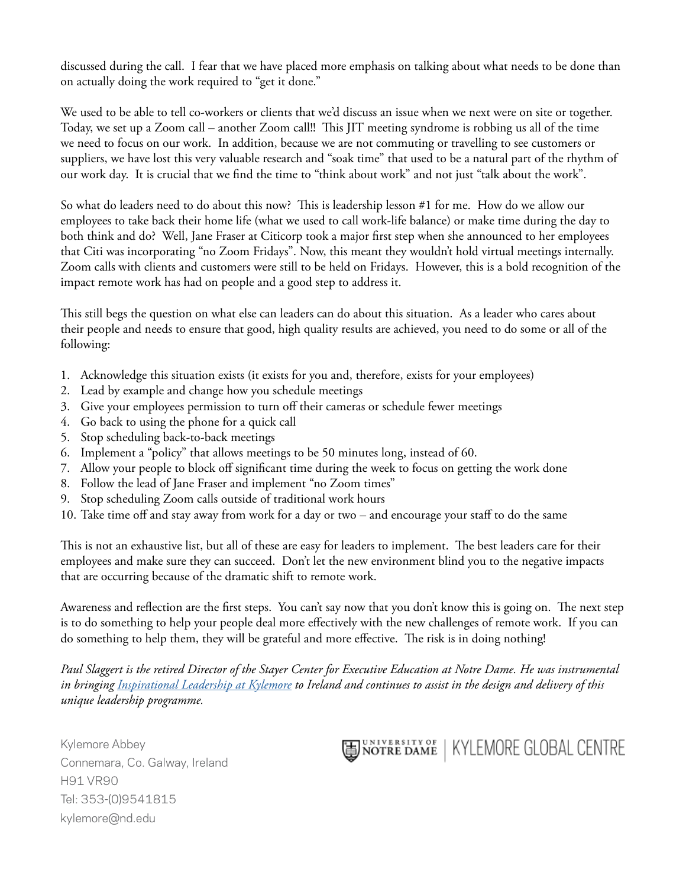discussed during the call. I fear that we have placed more emphasis on talking about what needs to be done than on actually doing the work required to "get it done."

We used to be able to tell co-workers or clients that we'd discuss an issue when we next were on site or together. Today, we set up a Zoom call – another Zoom call!! This JIT meeting syndrome is robbing us all of the time we need to focus on our work. In addition, because we are not commuting or travelling to see customers or suppliers, we have lost this very valuable research and "soak time" that used to be a natural part of the rhythm of our work day. It is crucial that we find the time to "think about work" and not just "talk about the work".

So what do leaders need to do about this now? This is leadership lesson #1 for me. How do we allow our employees to take back their home life (what we used to call work-life balance) or make time during the day to both think and do? Well, Jane Fraser at Citicorp took a major first step when she announced to her employees that Citi was incorporating "no Zoom Fridays". Now, this meant they wouldn't hold virtual meetings internally. Zoom calls with clients and customers were still to be held on Fridays. However, this is a bold recognition of the impact remote work has had on people and a good step to address it.

This still begs the question on what else can leaders can do about this situation. As a leader who cares about their people and needs to ensure that good, high quality results are achieved, you need to do some or all of the following:

1. Acknowledge this situation exists (it exists for you and, therefore, exists for your employees)
2. Lead by example and change how you schedule meetings
3. Give your employees permission to turn off their cameras or schedule fewer meetings
4. Go back to using the phone for a quick call
5. Stop scheduling back-to-back meetings
6. Implement a "policy" that allows meetings to be 50 minutes long, instead of 60.
7. Allow your people to block off significant time during the week to focus on getting the work done
8. Follow the lead of Jane Fraser and implement "no Zoom times"
9. Stop scheduling Zoom calls outside of traditional work hours
10. Take time off and stay away from work for a day or two – and encourage your staff to do the same

This is not an exhaustive list, but all of these are easy for leaders to implement. The best leaders care for their employees and make sure they can succeed. Don't let the new environment blind you to the negative impacts that are occurring because of the dramatic shift to remote work.

Awareness and reflection are the first steps. You can't say now that you don't know this is going on. The next step is to do something to help your people deal more effectively with the new challenges of remote work. If you can do something to help them, they will be grateful and more effective. The risk is in doing nothing!

*Paul Slaggert is the retired Director of the Stayer Center for Executive Education at Notre Dame. He was instrumental in bringing [Inspirational Leadership at Kylemore]() to Ireland and continues to assist in the design and delivery of this unique leadership programme.*

Kylemore Abbey
Connemara, Co. Galway, Ireland
H91 VR90
Tel: 353-(0)9541815
kylemore@nd.edu

UNIVERSITY OF NOTRE DAME | KYLEMORE GLOBAL CENTRE